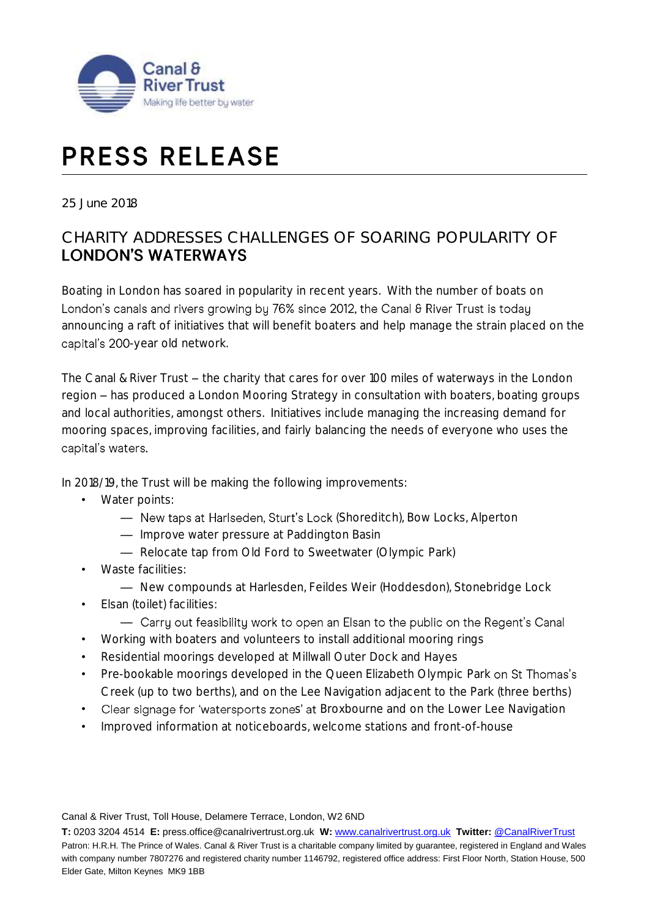Canal & River Trust
Making life better by water

# PRESS RELEASE

25 June 2018

## CHARITY ADDRESSES CHALLENGES OF SOARING POPULARITY OF LONDON'S WATERWAYS

Boating in London has soared in popularity in recent years. With the number of boats on London's canals and rivers growing by 76% since 2012, the Canal & River Trust is today announcing a raft of initiatives that will benefit boaters and help manage the strain placed on the capital's 200-year old network.

The Canal & River Trust – the charity that cares for over 100 miles of waterways in the London region – has produced a London Mooring Strategy in consultation with boaters, boating groups and local authorities, amongst others. Initiatives include managing the increasing demand for mooring spaces, improving facilities, and fairly balancing the needs of everyone who uses the capital's waters.

In 2018/19, the Trust will be making the following improvements:

- Water points:
  - New taps at Harlseden, Sturt's Lock (Shoreditch), Bow Locks, Alperton
  - Improve water pressure at Paddington Basin
  - Relocate tap from Old Ford to Sweetwater (Olympic Park)
- Waste facilities:
  - New compounds at Harlesden, Feildes Weir (Hoddesdon), Stonebridge Lock
- Elsan (toilet) facilities:
  - Carry out feasibility work to open an Elsan to the public on the Regent's Canal
- Working with boaters and volunteers to install additional mooring rings
- Residential moorings developed at Millwall Outer Dock and Hayes
- Pre-bookable moorings developed in the Queen Elizabeth Olympic Park on St Thomas's Creek (up to two berths), and on the Lee Navigation adjacent to the Park (three berths)
- Clear signage for 'watersports zones' at Broxbourne and on the Lower Lee Navigation
- Improved information at noticeboards, welcome stations and front-of-house

Canal & River Trust, Toll House, Delamere Terrace, London, W2 6ND

**T:** 0203 3204 4514 **E:** press.office@canalrivertrust.org.uk **W:** www.canalrivertrust.org.uk **Twitter:** @CanalRiverTrust

Patron: H.R.H. The Prince of Wales. Canal & River Trust is a charitable company limited by guarantee, registered in England and Wales with company number 7807276 and registered charity number 1146792, registered office address: First Floor North, Station House, 500 Elder Gate, Milton Keynes MK9 1BB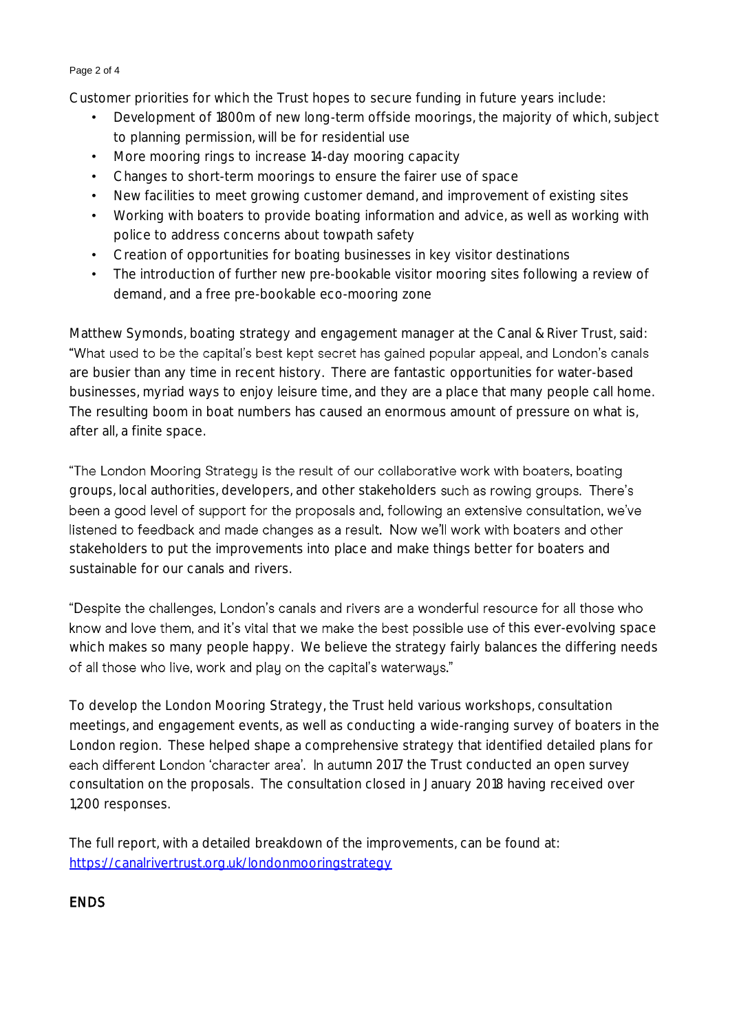Customer priorities for which the Trust hopes to secure funding in future years include:

- Development of 1800m of new long-term offside moorings, the majority of which, subject to planning permission, will be for residential use
- More mooring rings to increase 14-day mooring capacity
- Changes to short-term moorings to ensure the fairer use of space
- New facilities to meet growing customer demand, and improvement of existing sites
- Working with boaters to provide boating information and advice, as well as working with police to address concerns about towpath safety
- Creation of opportunities for boating businesses in key visitor destinations
- The introduction of further new pre-bookable visitor mooring sites following a review of demand, and a free pre-bookable eco-mooring zone

Matthew Symonds, boating strategy and engagement manager at the Canal & River Trust, said: "What used to be the capital's best kept secret has gained popular appeal, and London's canals are busier than any time in recent history. There are fantastic opportunities for water-based businesses, myriad ways to enjoy leisure time, and they are a place that many people call home. The resulting boom in boat numbers has caused an enormous amount of pressure on what is, after all, a finite space.

"The London Mooring Strategy is the result of our collaborative work with boaters, boating groups, local authorities, developers, and other stakeholders such as rowing groups. There's been a good level of support for the proposals and, following an extensive consultation, we've listened to feedback and made changes as a result. Now we'll work with boaters and other stakeholders to put the improvements into place and make things better for boaters and sustainable for our canals and rivers.

"Despite the challenges, London's canals and rivers are a wonderful resource for all those who know and love them, and it's vital that we make the best possible use of this ever-evolving space which makes so many people happy. We believe the strategy fairly balances the differing needs of all those who live, work and play on the capital's waterways."

To develop the London Mooring Strategy, the Trust held various workshops, consultation meetings, and engagement events, as well as conducting a wide-ranging survey of boaters in the London region. These helped shape a comprehensive strategy that identified detailed plans for each different London 'character area'. In autumn 2017 the Trust conducted an open survey consultation on the proposals. The consultation closed in January 2018 having received over 1,200 responses.

The full report, with a detailed breakdown of the improvements, can be found at: https://canalrivertrust.org.uk/londonmooringstrategy

**ENDS**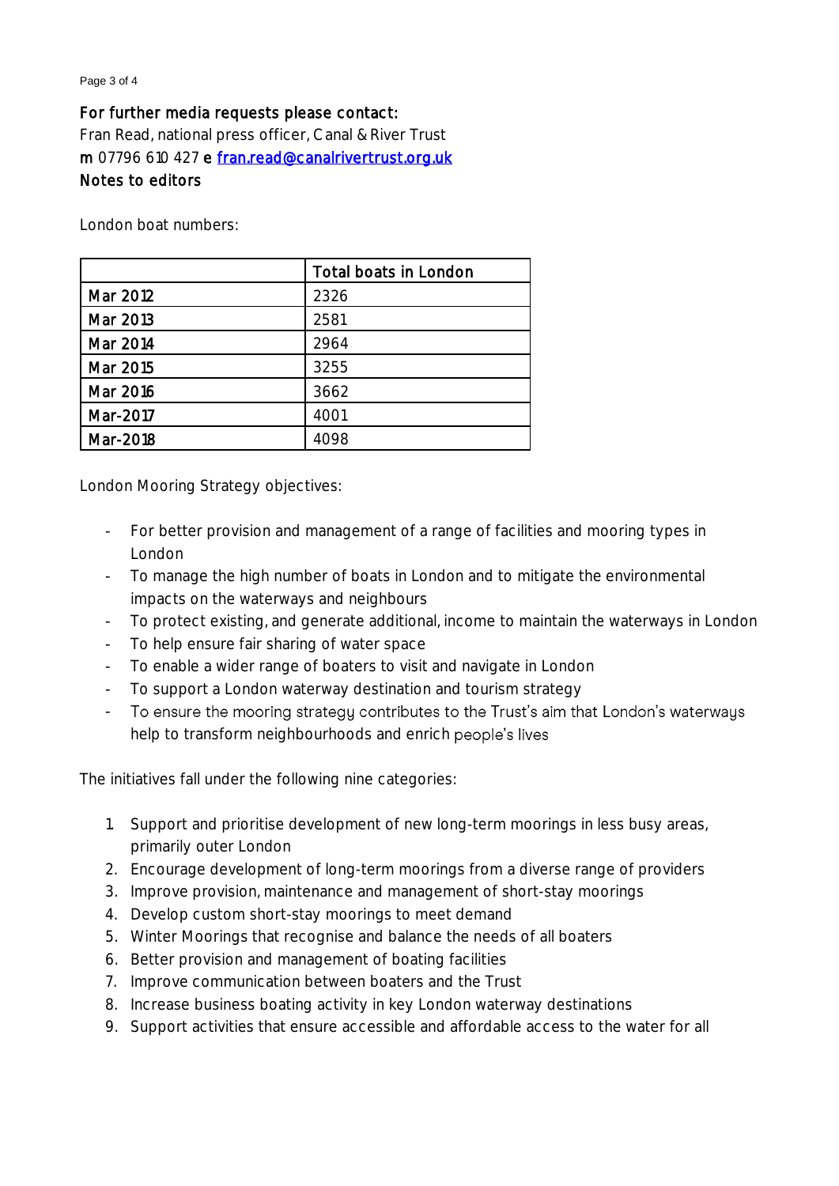**For further media requests please contact:**
Fran Read, national press officer, Canal & River Trust
**m** 07796 610 427 **e** [fran.read@canalrivertrust.org.uk](mailto:fran.read@canalrivertrust.org.uk)
**Notes to editors**

London boat numbers:

| | **Total boats in London** |
|---|---|
| **Mar 2012** | 2326 |
| **Mar 2013** | 2581 |
| **Mar 2014** | 2964 |
| **Mar 2015** | 3255 |
| **Mar 2016** | 3662 |
| **Mar-2017** | 4001 |
| **Mar-2018** | 4098 |

London Mooring Strategy objectives:

- For better provision and management of a range of facilities and mooring types in London
- To manage the high number of boats in London and to mitigate the environmental impacts on the waterways and neighbours
- To protect existing, and generate additional, income to maintain the waterways in London
- To help ensure fair sharing of water space
- To enable a wider range of boaters to visit and navigate in London
- To support a London waterway destination and tourism strategy
- To ensure the mooring strategy contributes to the Trust's aim that London's waterways help to transform neighbourhoods and enrich people's lives

The initiatives fall under the following nine categories:

1. Support and prioritise development of new long-term moorings in less busy areas, primarily outer London
2. Encourage development of long-term moorings from a diverse range of providers
3. Improve provision, maintenance and management of short-stay moorings
4. Develop custom short-stay moorings to meet demand
5. Winter Moorings that recognise and balance the needs of all boaters
6. Better provision and management of boating facilities
7. Improve communication between boaters and the Trust
8. Increase business boating activity in key London waterway destinations
9. Support activities that ensure accessible and affordable access to the water for all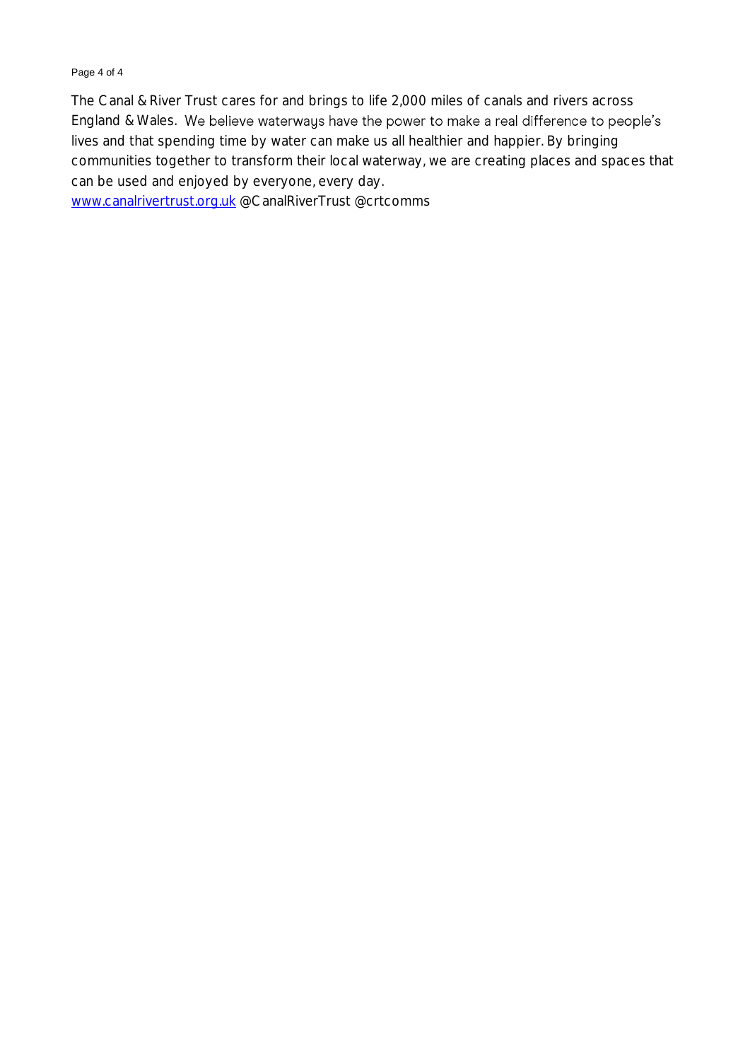The Canal & River Trust cares for and brings to life 2,000 miles of canals and rivers across England & Wales. We believe waterways have the power to make a real difference to people's lives and that spending time by water can make us all healthier and happier. By bringing communities together to transform their local waterway, we are creating places and spaces that can be used and enjoyed by everyone, every day.
[www.canalrivertrust.org.uk](http://www.canalrivertrust.org.uk) @CanalRiverTrust @crtcomms